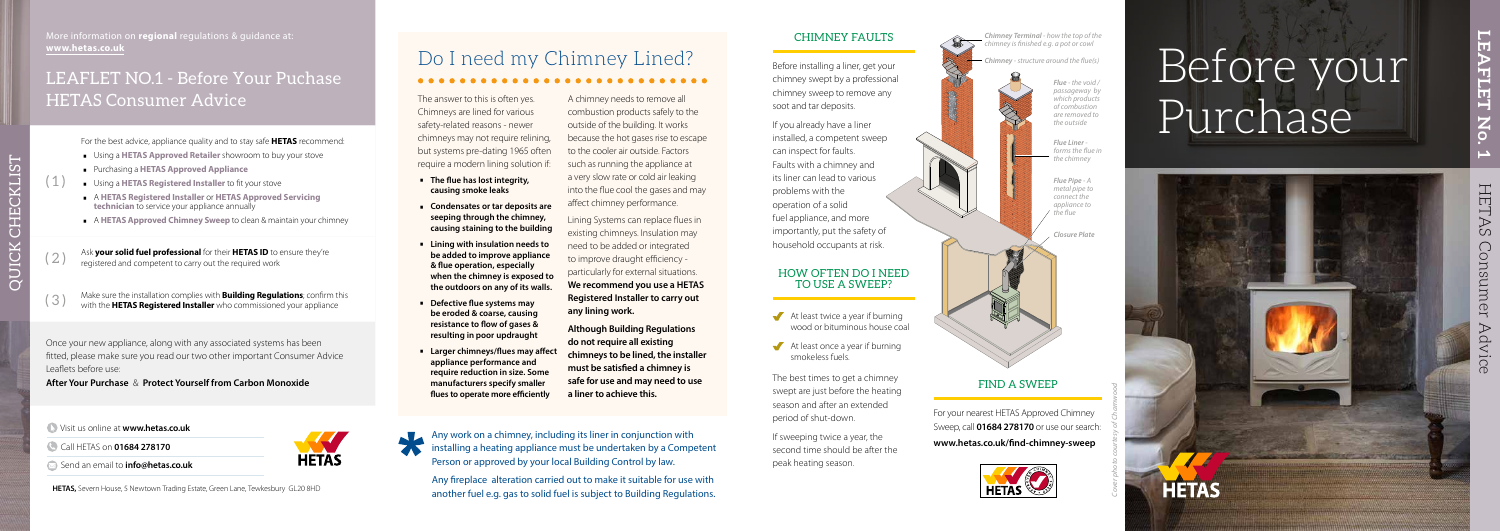More information on **regional** regulations & guidance at: **www.hetas.co.uk**

## LEAFLET NO.1 - Before Your Puchase HETAS Consumer Advice

### QUICK CHECKLIST

For the best advice, appliance quality and to stay safe **HETAS** recommend:

(1)
- Using a **HETAS Approved Retailer** showroom to buy your stove
- Purchasing a **HETAS Approved Appliance**
- Using a **HETAS Registered Installer** to fit your stove
- A **HETAS Registered Installer** or **HETAS Approved Servicing technician** to service your appliance annually
- A **HETAS Approved Chimney Sweep** to clean & maintain your chimney

(2) Ask **your solid fuel professional** for their **HETAS ID** to ensure they're registered and competent to carry out the required work

(3) Make sure the installation complies with **Building Regulations**, confirm this with the **HETAS Registered Installer** who commissioned your appliance

Once your new appliance, along with any associated systems has been fitted, please make sure you read our two other important Consumer Advice Leaflets before use:

**After Your Purchase** & **Protect Yourself from Carbon Monoxide**

Visit us online at **www.hetas.co.uk**

Call HETAS on **01684 278170**

Send an email to **info@hetas.co.uk**

**HETAS,** Severn House, 5 Newtown Trading Estate, Green Lane, Tewkesbury GL20 8HD

## Do I need my Chimney Lined?

The answer to this is often yes. Chimneys are lined for various safety-related reasons - newer chimneys may not require relining, but systems pre-dating 1965 often require a modern lining solution if:

- **The flue has lost integrity, causing smoke leaks**
- **Condensates or tar deposits are seeping through the chimney, causing staining to the building**
- **Lining with insulation needs to be added to improve appliance & flue operation, especially when the chimney is exposed to the outdoors on any of its walls.**
- **Defective flue systems may be eroded & coarse, causing resistance to flow of gases & resulting in poor updraught**
- **Larger chimneys/flues may affect appliance performance and require reduction in size. Some manufacturers specify smaller flues to operate more efficiently**

A chimney needs to remove all combustion products safely to the outside of the building. It works because the hot gases rise to escape to the cooler air outside. Factors such as running the appliance at a very slow rate or cold air leaking into the flue cool the gases and may affect chimney performance.

Lining Systems can replace flues in existing chimneys. Insulation may need to be added or integrated to improve draught efficiency - particularly for external situations. **We recommend you use a HETAS Registered Installer to carry out any lining work.**

**Although Building Regulations do not require all existing chimneys to be lined, the installer must be satisfied a chimney is safe for use and may need to use a liner to achieve this.**

\* Any work on a chimney, including its liner in conjunction with installing a heating appliance must be undertaken by a Competent Person or approved by your local Building Control by law.

Any fireplace alteration carried out to make it suitable for use with another fuel e.g. gas to solid fuel is subject to Building Regulations.

### CHIMNEY FAULTS

Before installing a liner, get your chimney swept by a professional chimney sweep to remove any soot and tar deposits.

If you already have a liner installed, a competent sweep can inspect for faults. Faults with a chimney and its liner can lead to various problems with the operation of a solid fuel appliance, and more importantly, put the safety of household occupants at risk.

*Chimney Terminal - how the top of the chimney is finished e.g. a pot or cowl*

*Chimney - structure around the flue(s)*

*Flue - the void / passageway by which products of combustion are removed to the outside*

*Flue Liner - forms the flue in the chimney*

*Flue Pipe - A metal pipe to connect the appliance to the flue*

*Closure Plate*

### HOW OFTEN DO I NEED TO USE A SWEEP?

- At least twice a year if burning wood or bituminous house coal
- At least once a year if burning smokeless fuels.

The best times to get a chimney swept are just before the heating season and after an extended period of shut-down.

If sweeping twice a year, the second time should be after the peak heating season.

### FIND A SWEEP

For your nearest HETAS Approved Chimney Sweep, call **01684 278170** or use our search:

**www.hetas.co.uk/find-chimney-sweep**

# Before your Purchase

**LEAFLET No. 1**

HETAS Consumer Advice

*Cover photo courtesy of Charnwood*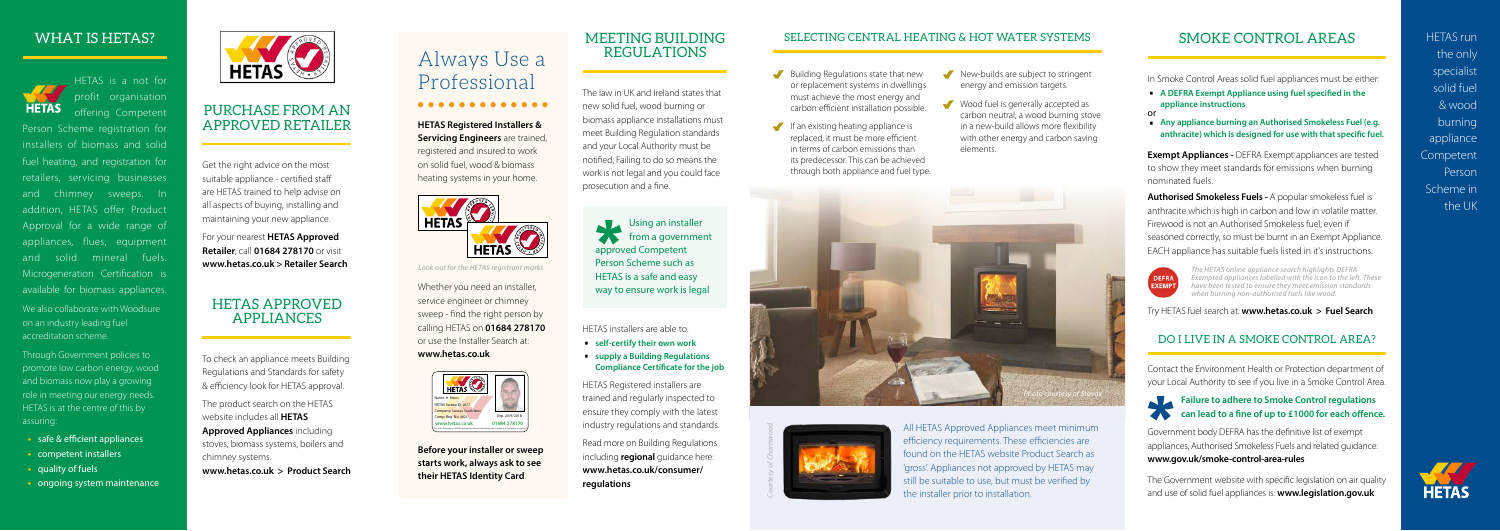## WHAT IS HETAS?

HETAS is a not for profit organisation offering Competent Person Scheme registration for installers of biomass and solid fuel heating, and registration for retailers, servicing businesses and chimney sweeps. In addition, HETAS offer Product Approval for a wide range of appliances, flues, equipment and solid mineral fuels. Microgeneration Certification is available for biomass appliances.

We also collaborate with Woodsure on an industry leading fuel accreditation scheme.

Through Government policies to promote low carbon energy, wood and biomass now play a growing role in meeting our energy needs. HETAS is at the centre of this by assuring:

- safe & efficient appliances
- competent installers
- quality of fuels
- ongoing system maintenance

## PURCHASE FROM AN APPROVED RETAILER

Get the right advice on the most suitable appliance - certified staff are HETAS trained to help advise on all aspects of buying, installing and maintaining your new appliance.

For your nearest **HETAS Approved Retailer**, call **01684 278170** or visit **www.hetas.co.uk > Retailer Search**

## HETAS APPROVED APPLIANCES

To check an appliance meets Building Regulations and Standards for safety & efficiency look for HETAS approval.

The product search on the HETAS website includes all **HETAS Approved Appliances** including stoves, biomass systems, boilers and chimney systems.

**www.hetas.co.uk > Product Search**

# Always Use a Professional

**HETAS Registered Installers & Servicing Engineers** are trained, registered and insured to work on solid fuel, wood & biomass heating systems in your home.

*Look out for the HETAS registrant marks*

Whether you need an installer, service engineer or chimney sweep - find the right person by calling HETAS on **01684 278170** or use the Installer Search at: **www.hetas.co.uk**

**Before your installer or sweep starts work, always ask to see their HETAS Identity Card**.

## MEETING BUILDING REGULATIONS

The law in UK and Ireland states that new solid fuel, wood burning or biomass appliance installations must meet Building Regulation standards and your Local Authority must be notified; Failing to do so means the work is not legal and you could face prosecution and a fine.

Using an installer from a government approved Competent Person Scheme such as HETAS is a safe and easy way to ensure work is legal

HETAS installers are able to:

- **self-certify their own work**
- **supply a Building Regulations Compliance Certificate for the job**

HETAS Registered installers are trained and regularly inspected to ensure they comply with the latest industry regulations and standards.

Read more on Building Regulations including **regional** guidance here: **www.hetas.co.uk/consumer/regulations**

## SELECTING CENTRAL HEATING & HOT WATER SYSTEMS

- Building Regulations state that new or replacement systems in dwellings must achieve the most energy and carbon efficient installation possible.
- If an existing heating appliance is replaced, it must be more efficient in terms of carbon emissions than its predecessor. This can be achieved through both appliance and fuel type.
- New-builds are subject to stringent energy and emission targets.
- Wood fuel is generally accepted as carbon neutral; a wood burning stove in a new-build allows more flexibility with other energy and carbon saving elements.

*Photo courtesy of Stovax*

*Courtesy of Charnwood*

All HETAS Approved Appliances meet minimum efficiency requirements. These efficiencies are found on the HETAS website Product Search as 'gross'. Appliances not approved by HETAS may still be suitable to use, but must be verified by the installer prior to installation.

## SMOKE CONTROL AREAS

In Smoke Control Areas solid fuel appliances must be either:

- **A DEFRA Exempt Appliance using fuel specified in the appliance instructions**

or

- **Any appliance burning an Authorised Smokeless Fuel (e.g. anthracite) which is designed for use with that specific fuel.**

**Exempt Appliances -** DEFRA Exempt appliances are tested to show they meet standards for emissions when burning nominated fuels.

**Authorised Smokeless Fuels -** A popular smokeless fuel is anthracite which is high in carbon and low in volatile matter. Firewood is not an Authorised Smokeless fuel, even if seasoned correctly, so must be burnt in an Exempt Appliance. EACH appliance has suitable fuels listed in it's instructions.

*The HETAS online appliance search highlights DEFRA Exempted appliances labelled with the icon to the left. These have been tested to ensure they meet emission standards when burning non-authorised fuels like wood.*

Try HETAS fuel search at: **www.hetas.co.uk > Fuel Search**

## DO I LIVE IN A SMOKE CONTROL AREA?

Contact the Environment Health or Protection department of your Local Authority to see if you live in a Smoke Control Area.

**Failure to adhere to Smoke Control regulations can lead to a fine of up to £1000 for each offence.**

Government body DEFRA has the definitive list of exempt appliances, Authorised Smokeless Fuels and related guidance: **www.gov.uk/smoke-control-area-rules**

The Government website with specific legislation on air quality and use of solid fuel appliances is: **www.legislation.gov.uk**

HETAS run the only specialist solid fuel & wood burning appliance Competent Person Scheme in the UK